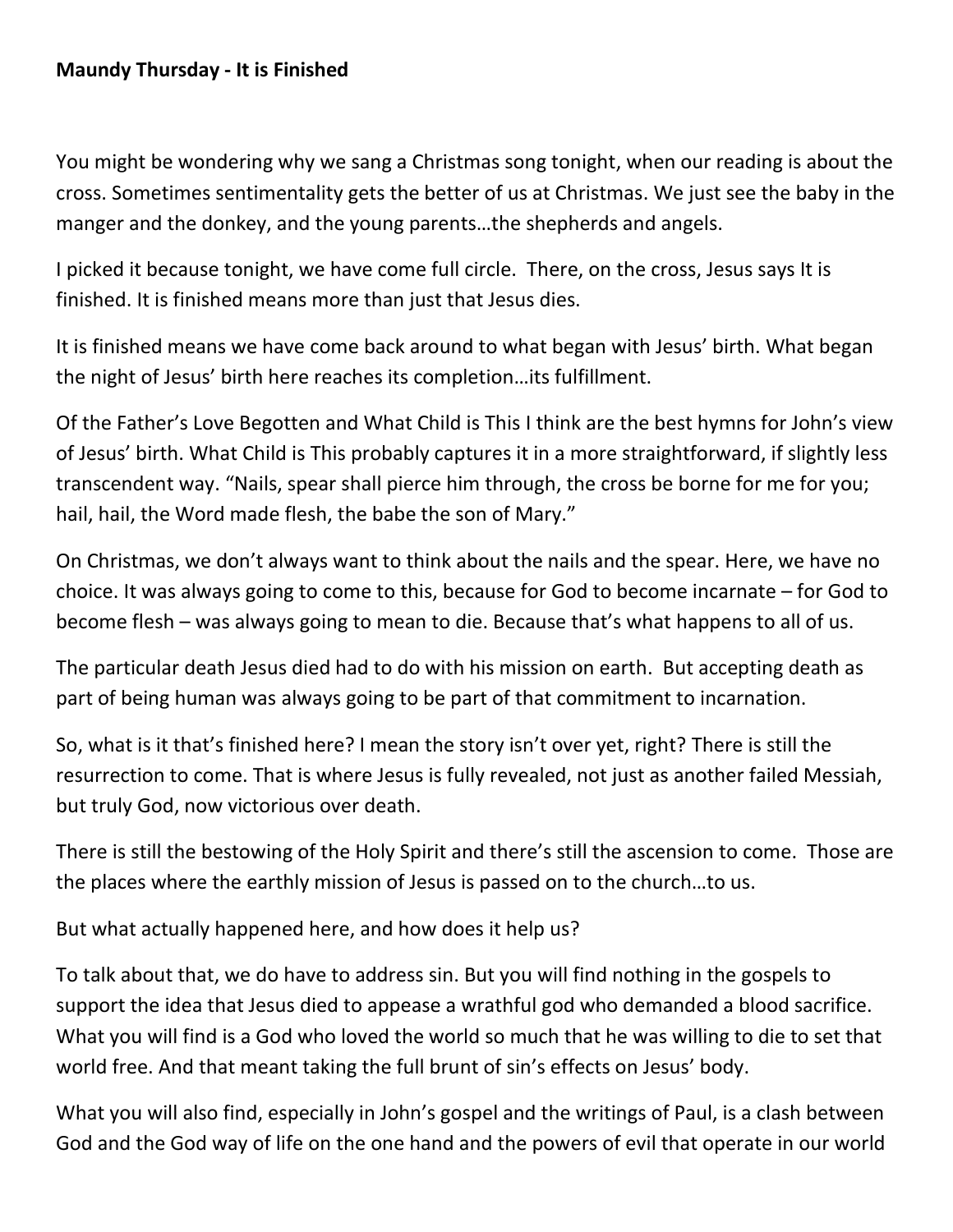**Maundy Thursday - It is Finished**

You might be wondering why we sang a Christmas song tonight, when our reading is about the cross. Sometimes sentimentality gets the better of us at Christmas. We just see the baby in the manger and the donkey, and the young parents…the shepherds and angels.

I picked it because tonight, we have come full circle. There, on the cross, Jesus says It is finished. It is finished means more than just that Jesus dies.

It is finished means we have come back around to what began with Jesus' birth. What began the night of Jesus' birth here reaches its completion…its fulfillment.

Of the Father's Love Begotten and What Child is This I think are the best hymns for John's view of Jesus' birth. What Child is This probably captures it in a more straightforward, if slightly less transcendent way. "Nails, spear shall pierce him through, the cross be borne for me for you; hail, hail, the Word made flesh, the babe the son of Mary."

On Christmas, we don't always want to think about the nails and the spear. Here, we have no choice. It was always going to come to this, because for God to become incarnate – for God to become flesh – was always going to mean to die. Because that's what happens to all of us.

The particular death Jesus died had to do with his mission on earth. But accepting death as part of being human was always going to be part of that commitment to incarnation.

So, what is it that's finished here? I mean the story isn't over yet, right? There is still the resurrection to come. That is where Jesus is fully revealed, not just as another failed Messiah, but truly God, now victorious over death.

There is still the bestowing of the Holy Spirit and there's still the ascension to come. Those are the places where the earthly mission of Jesus is passed on to the church…to us.

But what actually happened here, and how does it help us?

To talk about that, we do have to address sin. But you will find nothing in the gospels to support the idea that Jesus died to appease a wrathful god who demanded a blood sacrifice. What you will find is a God who loved the world so much that he was willing to die to set that world free. And that meant taking the full brunt of sin's effects on Jesus' body.

What you will also find, especially in John's gospel and the writings of Paul, is a clash between God and the God way of life on the one hand and the powers of evil that operate in our world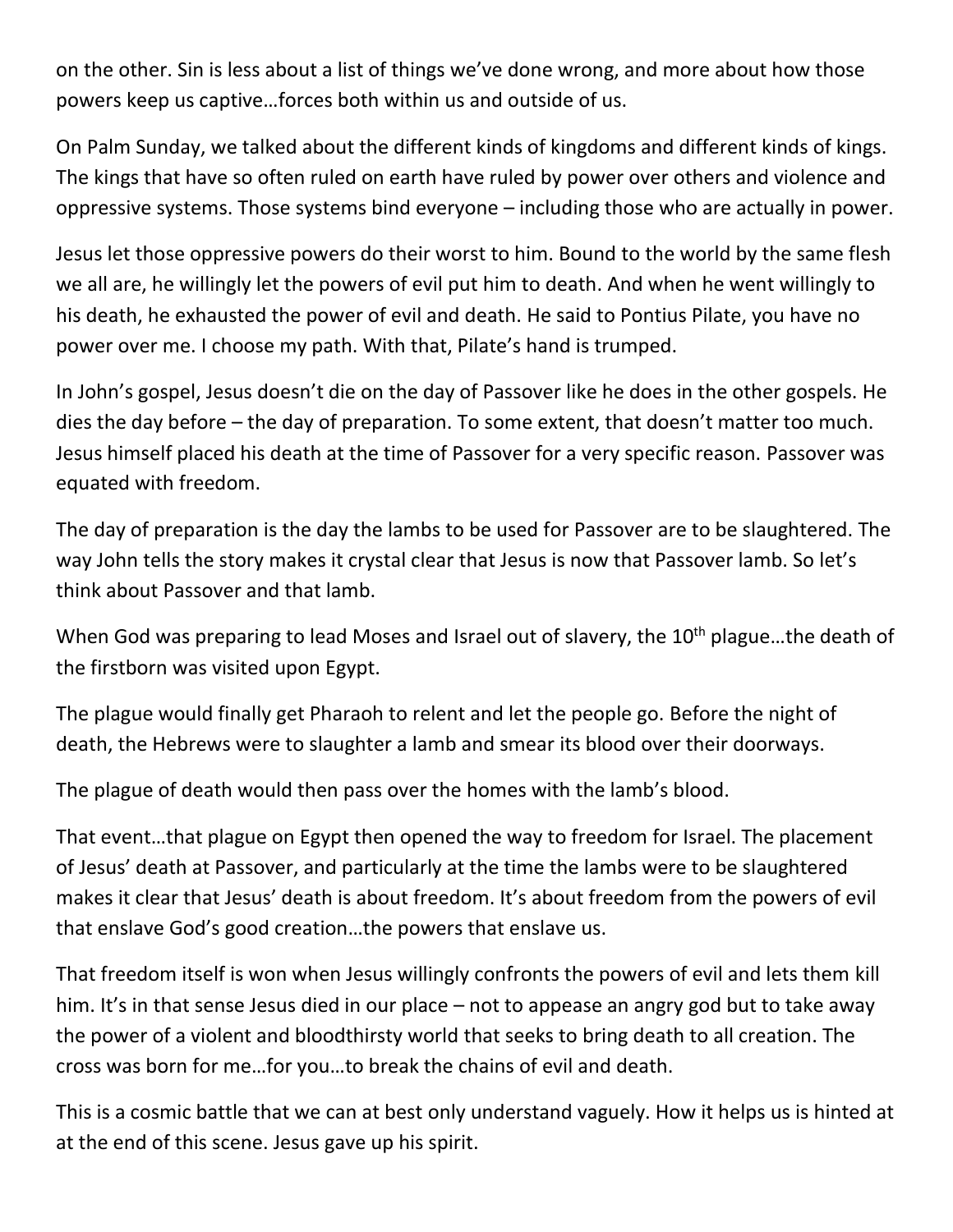on the other. Sin is less about a list of things we've done wrong, and more about how those powers keep us captive…forces both within us and outside of us.

On Palm Sunday, we talked about the different kinds of kingdoms and different kinds of kings. The kings that have so often ruled on earth have ruled by power over others and violence and oppressive systems. Those systems bind everyone – including those who are actually in power.

Jesus let those oppressive powers do their worst to him. Bound to the world by the same flesh we all are, he willingly let the powers of evil put him to death. And when he went willingly to his death, he exhausted the power of evil and death. He said to Pontius Pilate, you have no power over me. I choose my path. With that, Pilate's hand is trumped.

In John's gospel, Jesus doesn't die on the day of Passover like he does in the other gospels. He dies the day before – the day of preparation. To some extent, that doesn't matter too much. Jesus himself placed his death at the time of Passover for a very specific reason. Passover was equated with freedom.

The day of preparation is the day the lambs to be used for Passover are to be slaughtered. The way John tells the story makes it crystal clear that Jesus is now that Passover lamb. So let's think about Passover and that lamb.

When God was preparing to lead Moses and Israel out of slavery, the 10th plague…the death of the firstborn was visited upon Egypt.

The plague would finally get Pharaoh to relent and let the people go. Before the night of death, the Hebrews were to slaughter a lamb and smear its blood over their doorways.

The plague of death would then pass over the homes with the lamb's blood.

That event…that plague on Egypt then opened the way to freedom for Israel. The placement of Jesus' death at Passover, and particularly at the time the lambs were to be slaughtered makes it clear that Jesus' death is about freedom. It's about freedom from the powers of evil that enslave God's good creation…the powers that enslave us.

That freedom itself is won when Jesus willingly confronts the powers of evil and lets them kill him. It's in that sense Jesus died in our place – not to appease an angry god but to take away the power of a violent and bloodthirsty world that seeks to bring death to all creation. The cross was born for me…for you…to break the chains of evil and death.

This is a cosmic battle that we can at best only understand vaguely. How it helps us is hinted at at the end of this scene. Jesus gave up his spirit.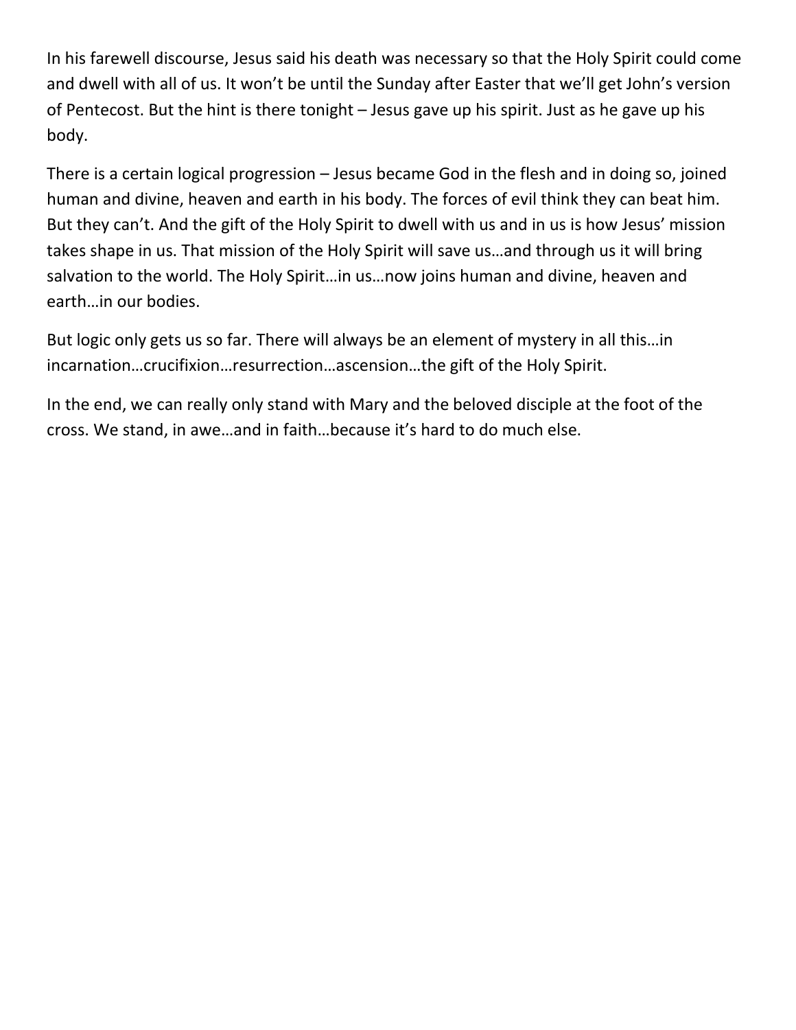In his farewell discourse, Jesus said his death was necessary so that the Holy Spirit could come and dwell with all of us. It won't be until the Sunday after Easter that we'll get John's version of Pentecost. But the hint is there tonight – Jesus gave up his spirit. Just as he gave up his body.

There is a certain logical progression – Jesus became God in the flesh and in doing so, joined human and divine, heaven and earth in his body. The forces of evil think they can beat him. But they can't. And the gift of the Holy Spirit to dwell with us and in us is how Jesus' mission takes shape in us. That mission of the Holy Spirit will save us…and through us it will bring salvation to the world. The Holy Spirit…in us…now joins human and divine, heaven and earth…in our bodies.

But logic only gets us so far. There will always be an element of mystery in all this…in incarnation…crucifixion…resurrection…ascension…the gift of the Holy Spirit.

In the end, we can really only stand with Mary and the beloved disciple at the foot of the cross. We stand, in awe…and in faith…because it's hard to do much else.